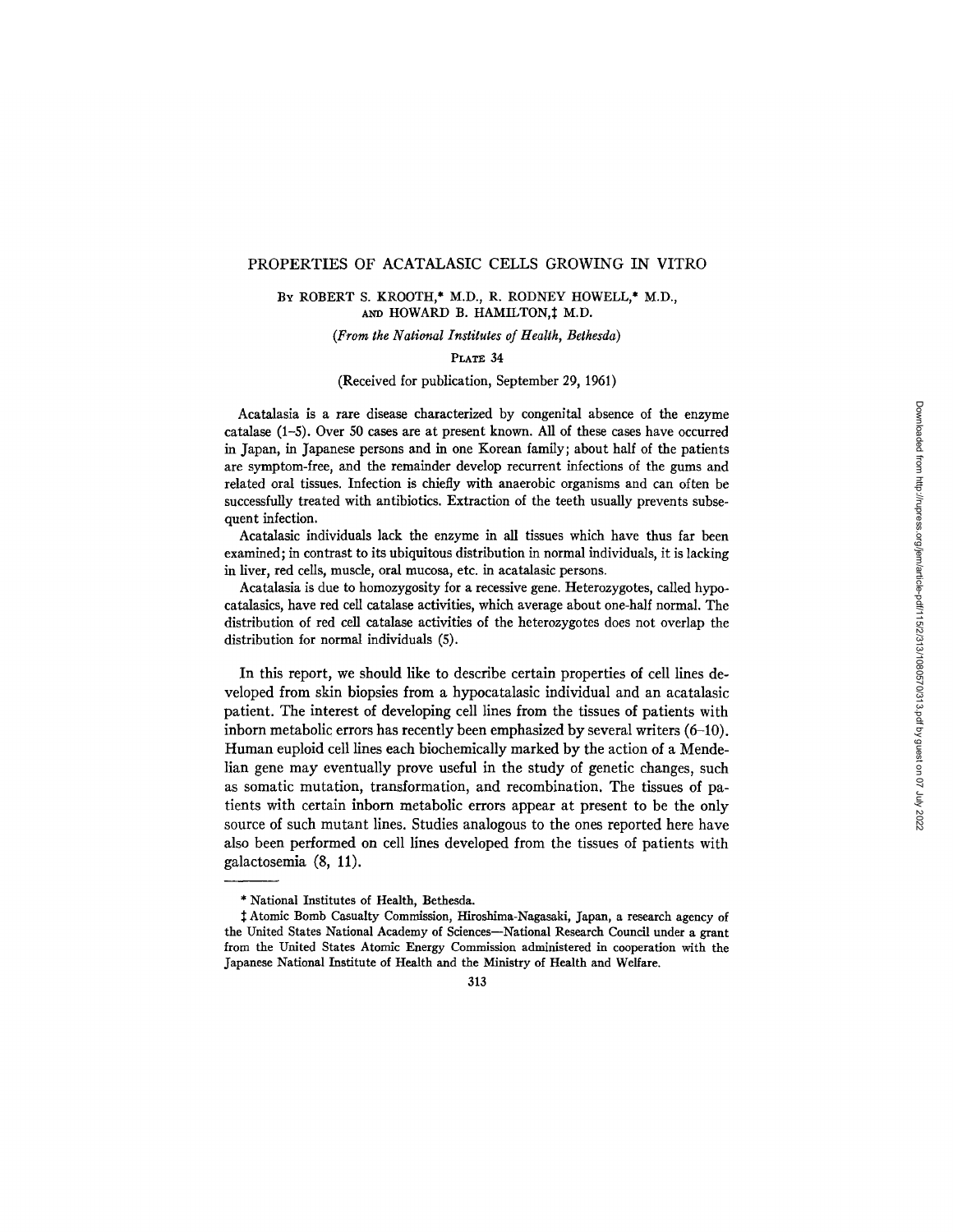# PROPERTIES OF ACATALASIC CELLS GROWING IN VITRO

By ROBERT S. KROOTH,* M.D., R. RODNEY HOWELL,* M.D., AND HOWARD B. HAMILTON,‡ M.D.

*(From the National Institutes of Health, Bethesda)*

PLATE 34

(Received for publication, September 29, 1961)

Acatalasia is a rare disease characterized by congenital absence of the enzyme catalase (1–5). Over 50 cases are at present known. All of these cases have occurred in Japan, in Japanese persons and in one Korean family; about half of the patients are symptom-free, and the remainder develop recurrent infections of the gums and related oral tissues. Infection is chiefly with anaerobic organisms and can often be successfully treated with antibiotics. Extraction of the teeth usually prevents subsequent infection.

Acatalasic individuals lack the enzyme in all tissues which have thus far been examined; in contrast to its ubiquitous distribution in normal individuals, it is lacking in liver, red cells, muscle, oral mucosa, etc. in acatalasic persons.

Acatalasia is due to homozygosity for a recessive gene. Heterozygotes, called hypocatalasics, have red cell catalase activities, which average about one-half normal. The distribution of red cell catalase activities of the heterozygotes does not overlap the distribution for normal individuals (5).

In this report, we should like to describe certain properties of cell lines developed from skin biopsies from a hypocatalasic individual and an acatalasic patient. The interest of developing cell lines from the tissues of patients with inborn metabolic errors has recently been emphasized by several writers (6–10). Human euploid cell lines each biochemically marked by the action of a Mendelian gene may eventually prove useful in the study of genetic changes, such as somatic mutation, transformation, and recombination. The tissues of patients with certain inborn metabolic errors appear at present to be the only source of such mutant lines. Studies analogous to the ones reported here have also been performed on cell lines developed from the tissues of patients with galactosemia (8, 11).

---

* National Institutes of Health, Bethesda.

‡ Atomic Bomb Casualty Commission, Hiroshima-Nagasaki, Japan, a research agency of the United States National Academy of Sciences—National Research Council under a grant from the United States Atomic Energy Commission administered in cooperation with the Japanese National Institute of Health and the Ministry of Health and Welfare.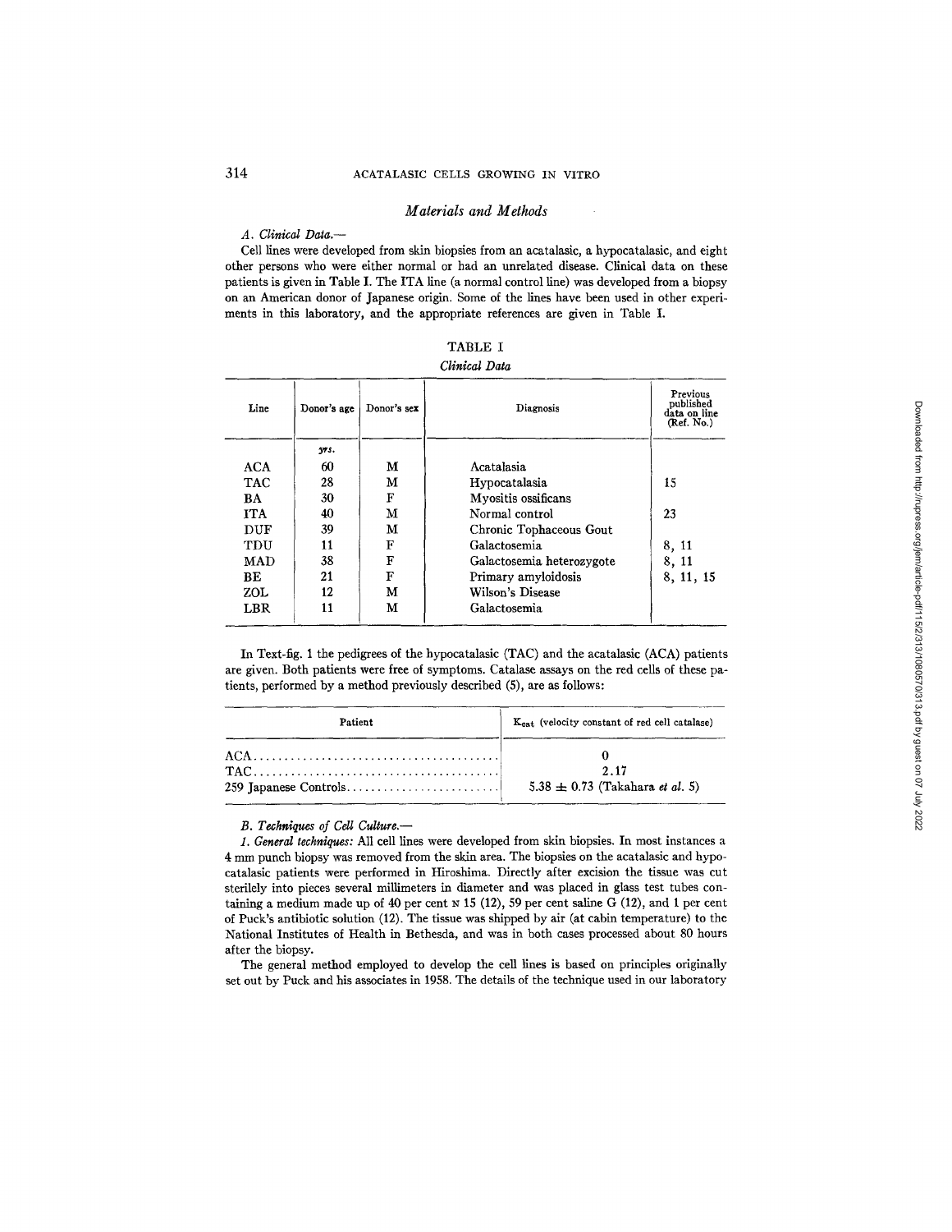## *Materials and Methods*

*A. Clinical Data.*—

Cell lines were developed from skin biopsies from an acatalasic, a hypocatalasic, and eight other persons who were either normal or had an unrelated disease. Clinical data on these patients is given in Table I. The ITA line (a normal control line) was developed from a biopsy on an American donor of Japanese origin. Some of the lines have been used in other experiments in this laboratory, and the appropriate references are given in Table I.

TABLE I

*Clinical Data*

| Line | Donor's age | Donor's sex | Diagnosis | Previous published data on line (Ref. No.) |
|---|---|---|---|---|
| | *yrs.* | | | |
| ACA | 60 | M | Acatalasia | |
| TAC | 28 | M | Hypocatalasia | 15 |
| BA | 30 | F | Myositis ossificans | |
| ITA | 40 | M | Normal control | 23 |
| DUF | 39 | M | Chronic Tophaceous Gout | |
| TDU | 11 | F | Galactosemia | 8, 11 |
| MAD | 38 | F | Galactosemia heterozygote | 8, 11 |
| BE | 21 | F | Primary amyloidosis | 8, 11, 15 |
| ZOL | 12 | M | Wilson's Disease | |
| LBR | 11 | M | Galactosemia | |

In Text-fig. 1 the pedigrees of the hypocatalasic (TAC) and the acatalasic (ACA) patients are given. Both patients were free of symptoms. Catalase assays on the red cells of these patients, performed by a method previously described (5), are as follows:

| Patient | $K_{cat}$ (velocity constant of red cell catalase) |
|---|---|
| ACA | 0 |
| TAC | 2.17 |
| 259 Japanese Controls | 5.38 ± 0.73 (Takahara *et al.* 5) |

*B. Techniques of Cell Culture.*—

*1. General techniques:* All cell lines were developed from skin biopsies. In most instances a 4 mm punch biopsy was removed from the skin area. The biopsies on the acatalasic and hypocatalasic patients were performed in Hiroshima. Directly after excision the tissue was cut sterilely into pieces several millimeters in diameter and was placed in glass test tubes containing a medium made up of 40 per cent N 15 (12), 59 per cent saline G (12), and 1 per cent of Puck's antibiotic solution (12). The tissue was shipped by air (at cabin temperature) to the National Institutes of Health in Bethesda, and was in both cases processed about 80 hours after the biopsy.

The general method employed to develop the cell lines is based on principles originally set out by Puck and his associates in 1958. The details of the technique used in our laboratory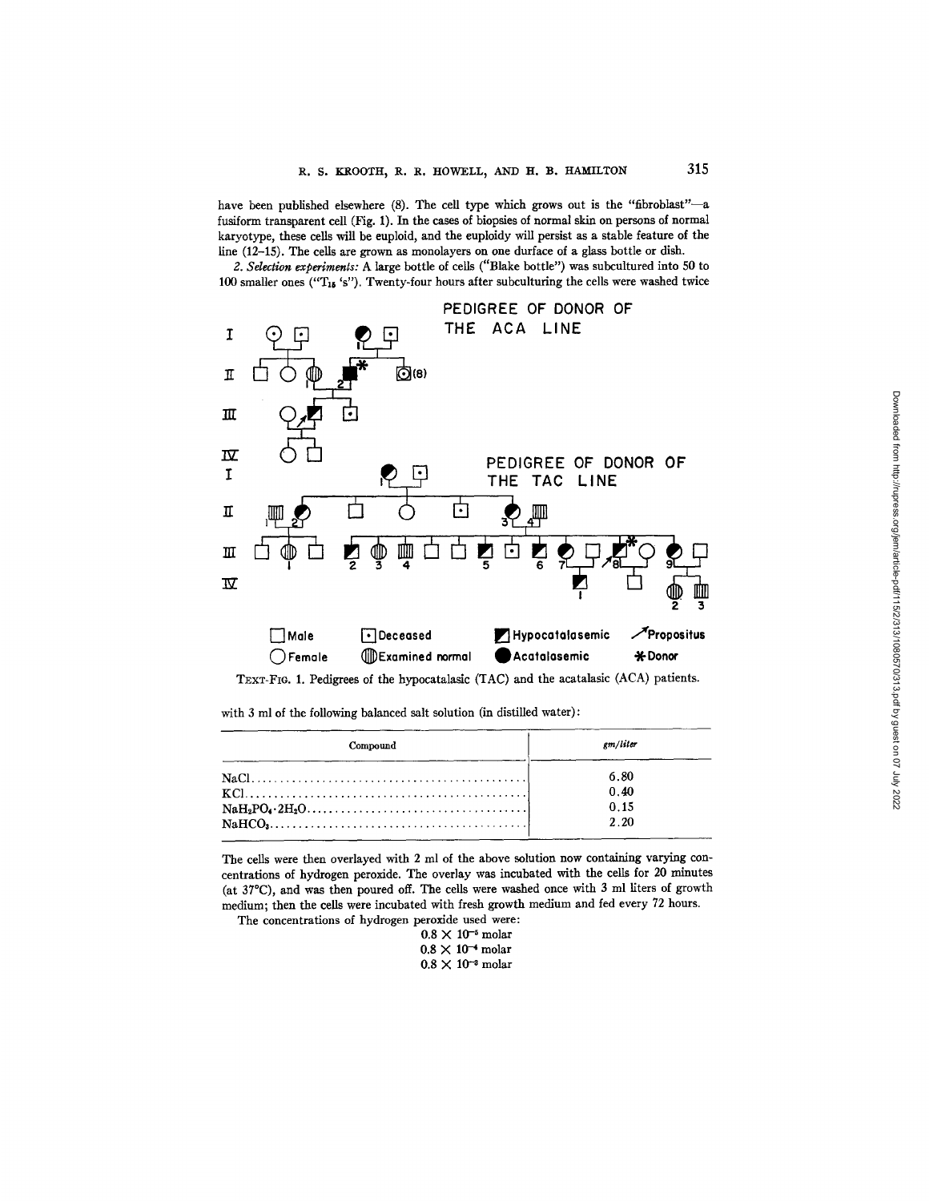have been published elsewhere (8). The cell type which grows out is the "fibroblast"—a fusiform transparent cell (Fig. 1). In the cases of biopsies of normal skin on persons of normal karyotype, these cells will be euploid, and the euploidy will persist as a stable feature of the line (12–15). The cells are grown as monolayers on one durface of a glass bottle or dish.

2. *Selection experiments:* A large bottle of cells ("Blake bottle") was subcultured into 50 to 100 smaller ones ("$T_{15}$ 's"). Twenty-four hours after subculturing the cells were washed twice

PEDIGREE OF DONOR OF THE ACA LINE

PEDIGREE OF DONOR OF THE TAC LINE

Male
Female
Deceased
Examined normal
Hypocatalasemic
Acatalasemic
Propositus
Donor

TEXT-FIG. 1. Pedigrees of the hypocatalasic (TAC) and the acatalasic (ACA) patients.

with 3 ml of the following balanced salt solution (in distilled water):

| Compound | gm/liter |
|---|---|
| NaCl | 6.80 |
| KCl | 0.40 |
| $NaH_2PO_4 \cdot 2H_2O$ | 0.15 |
| $NaHCO_3$ | 2.20 |

The cells were then overlayed with 2 ml of the above solution now containing varying concentrations of hydrogen peroxide. The overlay was incubated with the cells for 20 minutes (at 37°C), and was then poured off. The cells were washed once with 3 ml liters of growth medium; then the cells were incubated with fresh growth medium and fed every 72 hours.

The concentrations of hydrogen peroxide used were:

$0.8 \times 10^{-5}$ molar
$0.8 \times 10^{-4}$ molar
$0.8 \times 10^{-3}$ molar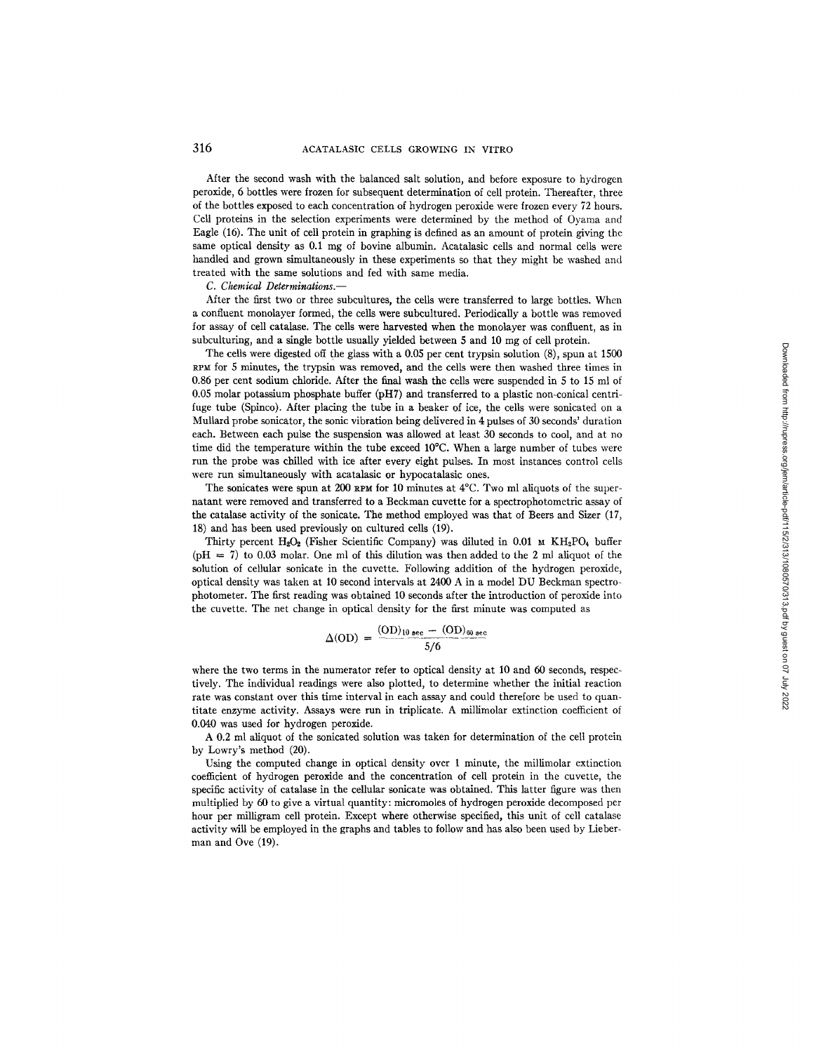After the second wash with the balanced salt solution, and before exposure to hydrogen peroxide, 6 bottles were frozen for subsequent determination of cell protein. Thereafter, three of the bottles exposed to each concentration of hydrogen peroxide were frozen every 72 hours. Cell proteins in the selection experiments were determined by the method of Oyama and Eagle (16). The unit of cell protein in graphing is defined as an amount of protein giving the same optical density as 0.1 mg of bovine albumin. Acatalasic cells and normal cells were handled and grown simultaneously in these experiments so that they might be washed and treated with the same solutions and fed with same media.

*C. Chemical Determinations.*—

After the first two or three subcultures, the cells were transferred to large bottles. When a confluent monolayer formed, the cells were subcultured. Periodically a bottle was removed for assay of cell catalase. The cells were harvested when the monolayer was confluent, as in subculturing, and a single bottle usually yielded between 5 and 10 mg of cell protein.

The cells were digested off the glass with a 0.05 per cent trypsin solution (8), spun at 1500 RPM for 5 minutes, the trypsin was removed, and the cells were then washed three times in 0.86 per cent sodium chloride. After the final wash the cells were suspended in 5 to 15 ml of 0.05 molar potassium phosphate buffer (pH7) and transferred to a plastic non-conical centrifuge tube (Spinco). After placing the tube in a beaker of ice, the cells were sonicated on a Mullard probe sonicator, the sonic vibration being delivered in 4 pulses of 30 seconds' duration each. Between each pulse the suspension was allowed at least 30 seconds to cool, and at no time did the temperature within the tube exceed 10°C. When a large number of tubes were run the probe was chilled with ice after every eight pulses. In most instances control cells were run simultaneously with acatalasic or hypocatalasic ones.

The sonicates were spun at 200 RPM for 10 minutes at 4°C. Two ml aliquots of the supernatant were removed and transferred to a Beckman cuvette for a spectrophotometric assay of the catalase activity of the sonicate. The method employed was that of Beers and Sizer (17, 18) and has been used previously on cultured cells (19).

Thirty percent $H_2O_2$ (Fisher Scientific Company) was diluted in 0.01 M $KH_2PO_4$ buffer (pH = 7) to 0.03 molar. One ml of this dilution was then added to the 2 ml aliquot of the solution of cellular sonicate in the cuvette. Following addition of the hydrogen peroxide, optical density was taken at 10 second intervals at 2400 A in a model DU Beckman spectrophotometer. The first reading was obtained 10 seconds after the introduction of peroxide into the cuvette. The net change in optical density for the first minute was computed as

$$\Delta(\text{OD}) = \frac{(\text{OD})_{10\ \text{sec}} - (\text{OD})_{60\ \text{sec}}}{5/6}$$

where the two terms in the numerator refer to optical density at 10 and 60 seconds, respectively. The individual readings were also plotted, to determine whether the initial reaction rate was constant over this time interval in each assay and could therefore be used to quantitate enzyme activity. Assays were run in triplicate. A millimolar extinction coefficient of 0.040 was used for hydrogen peroxide.

A 0.2 ml aliquot of the sonicated solution was taken for determination of the cell protein by Lowry's method (20).

Using the computed change in optical density over 1 minute, the millimolar extinction coefficient of hydrogen peroxide and the concentration of cell protein in the cuvette, the specific activity of catalase in the cellular sonicate was obtained. This latter figure was then multiplied by 60 to give a virtual quantity: micromoles of hydrogen peroxide decomposed per hour per milligram cell protein. Except where otherwise specified, this unit of cell catalase activity will be employed in the graphs and tables to follow and has also been used by Lieberman and Ove (19).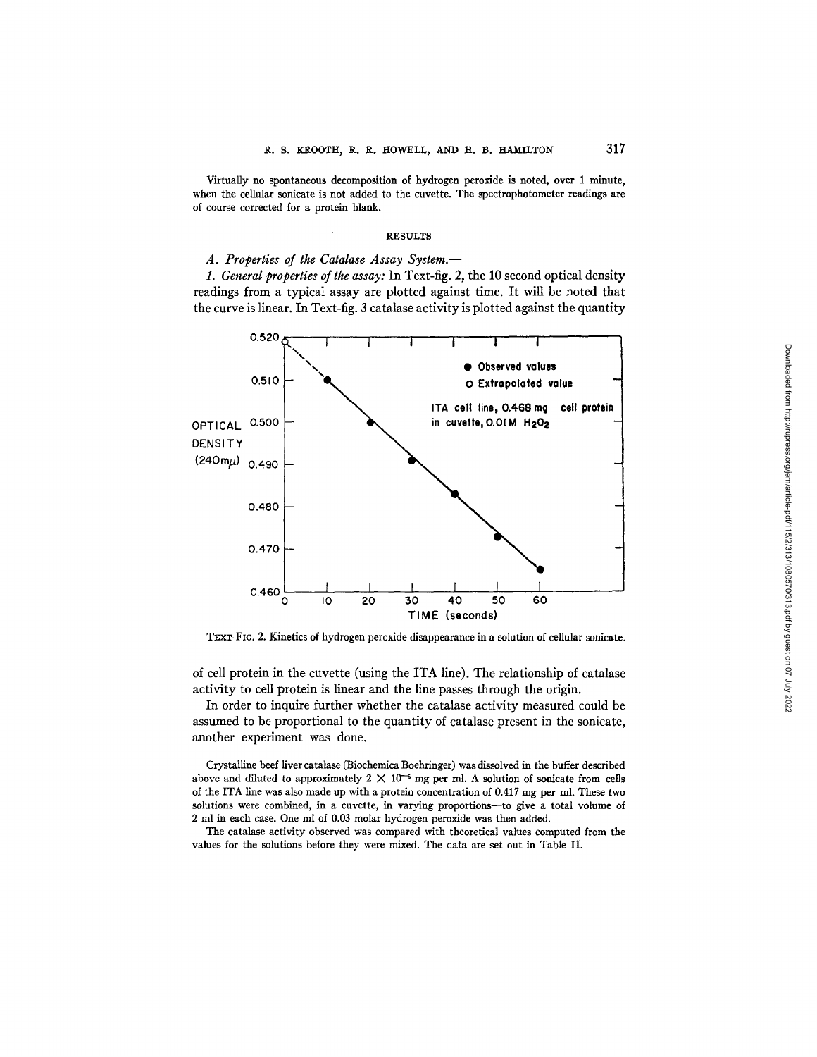Virtually no spontaneous decomposition of hydrogen peroxide is noted, over 1 minute, when the cellular sonicate is not added to the cuvette. The spectrophotometer readings are of course corrected for a protein blank.

## RESULTS

### *A. Properties of the Catalase Assay System.—*

*1. General properties of the assay:* In Text-fig. 2, the 10 second optical density readings from a typical assay are plotted against time. It will be noted that the curve is linear. In Text-fig. 3 catalase activity is plotted against the quantity of cell protein in the cuvette (using the ITA line). The relationship of catalase activity to cell protein is linear and the line passes through the origin.

TEXT-FIG. 2. Kinetics of hydrogen peroxide disappearance in a solution of cellular sonicate.

In order to inquire further whether the catalase activity measured could be assumed to be proportional to the quantity of catalase present in the sonicate, another experiment was done.

Crystalline beef liver catalase (Biochemica Boehringer) was dissolved in the buffer described above and diluted to approximately $2 \times 10^{-5}$ mg per ml. A solution of sonicate from cells of the ITA line was also made up with a protein concentration of 0.417 mg per ml. These two solutions were combined, in a cuvette, in varying proportions—to give a total volume of 2 ml in each case. One ml of 0.03 molar hydrogen peroxide was then added.

The catalase activity observed was compared with theoretical values computed from the values for the solutions before they were mixed. The data are set out in Table II.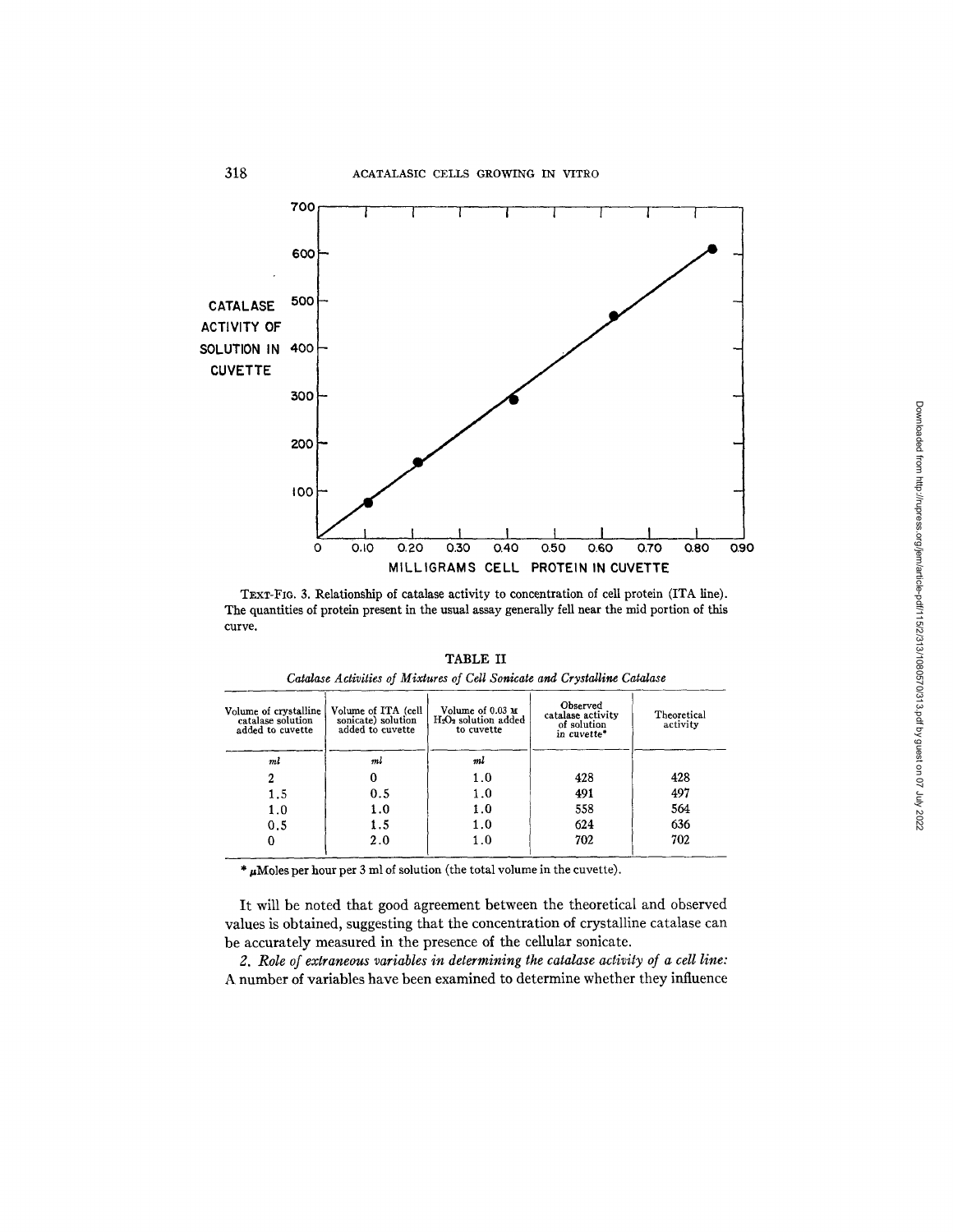CATALASE ACTIVITY OF SOLUTION IN CUVETTE

700

600

500

400

300

200

100

0

0.10 0.20 0.30 0.40 0.50 0.60 0.70 0.80 0.90

MILLIGRAMS CELL PROTEIN IN CUVETTE

TEXT-FIG. 3. Relationship of catalase activity to concentration of cell protein (ITA line). The quantities of protein present in the usual assay generally fell near the mid portion of this curve.

TABLE II

*Catalase Activities of Mixtures of Cell Sonicate and Crystalline Catalase*

| Volume of crystalline catalase solution added to cuvette | Volume of ITA (cell sonicate) solution added to cuvette | Volume of 0.03 M $H_2O_2$ solution added to cuvette | Observed catalase activity of solution in cuvette* | Theoretical activity |
|---|---|---|---|---|
| *ml* | *ml* | *ml* | | |
| 2 | 0 | 1.0 | 428 | 428 |
| 1.5 | 0.5 | 1.0 | 491 | 497 |
| 1.0 | 1.0 | 1.0 | 558 | 564 |
| 0.5 | 1.5 | 1.0 | 624 | 636 |
| 0 | 2.0 | 1.0 | 702 | 702 |

* $\mu$Moles per hour per 3 ml of solution (the total volume in the cuvette).

It will be noted that good agreement between the theoretical and observed values is obtained, suggesting that the concentration of crystalline catalase can be accurately measured in the presence of the cellular sonicate.

*2. Role of extraneous variables in determining the catalase activity of a cell line:* A number of variables have been examined to determine whether they influence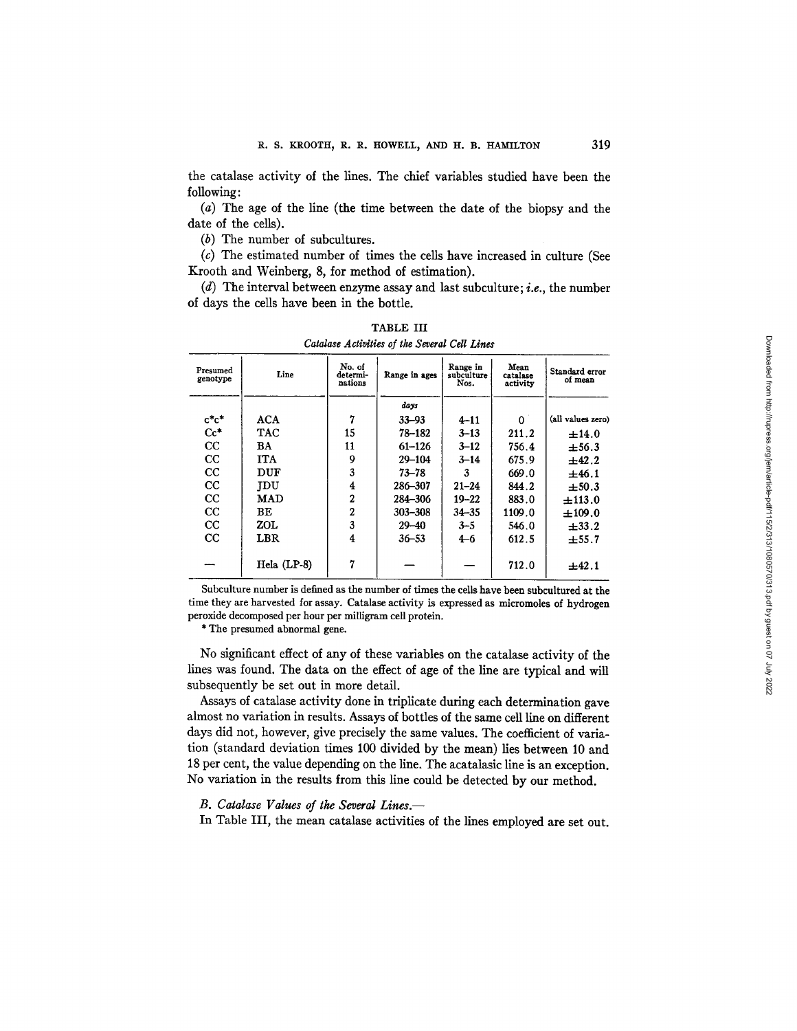the catalase activity of the lines. The chief variables studied have been the following:

(*a*) The age of the line (the time between the date of the biopsy and the date of the cells).

(*b*) The number of subcultures.

(*c*) The estimated number of times the cells have increased in culture (See Krooth and Weinberg, 8, for method of estimation).

(*d*) The interval between enzyme assay and last subculture; *i.e.*, the number of days the cells have been in the bottle.

TABLE III

*Catalase Activities of the Several Cell Lines*

| Presumed genotype | Line | No. of determinations | Range in ages | Range in subculture Nos. | Mean catalase activity | Standard error of mean |
|---|---|---|---|---|---|---|
| | | | *days* | | | |
| c*c* | ACA | 7 | 33–93 | 4–11 | 0 | (all values zero) |
| Cc* | TAC | 15 | 78–182 | 3–13 | 211.2 | ±14.0 |
| CC | BA | 11 | 61–126 | 3–12 | 756.4 | ±56.3 |
| CC | ITA | 9 | 29–104 | 3–14 | 675.9 | ±42.2 |
| CC | DUF | 3 | 73–78 | 3 | 669.0 | ±46.1 |
| CC | JDU | 4 | 286–307 | 21–24 | 844.2 | ±50.3 |
| CC | MAD | 2 | 284–306 | 19–22 | 883.0 | ±113.0 |
| CC | BE | 2 | 303–308 | 34–35 | 1109.0 | ±109.0 |
| CC | ZOL | 3 | 29–40 | 3–5 | 546.0 | ±33.2 |
| CC | LBR | 4 | 36–53 | 4–6 | 612.5 | ±55.7 |
| — | Hela (LP-8) | 7 | — | — | 712.0 | ±42.1 |

Subculture number is defined as the number of times the cells have been subcultured at the time they are harvested for assay. Catalase activity is expressed as micromoles of hydrogen peroxide decomposed per hour per milligram cell protein.

\* The presumed abnormal gene.

No significant effect of any of these variables on the catalase activity of the lines was found. The data on the effect of age of the line are typical and will subsequently be set out in more detail.

Assays of catalase activity done in triplicate during each determination gave almost no variation in results. Assays of bottles of the same cell line on different days did not, however, give precisely the same values. The coefficient of variation (standard deviation times 100 divided by the mean) lies between 10 and 18 per cent, the value depending on the line. The acatalasic line is an exception. No variation in the results from this line could be detected by our method.

*B. Catalase Values of the Several Lines.—*

In Table III, the mean catalase activities of the lines employed are set out.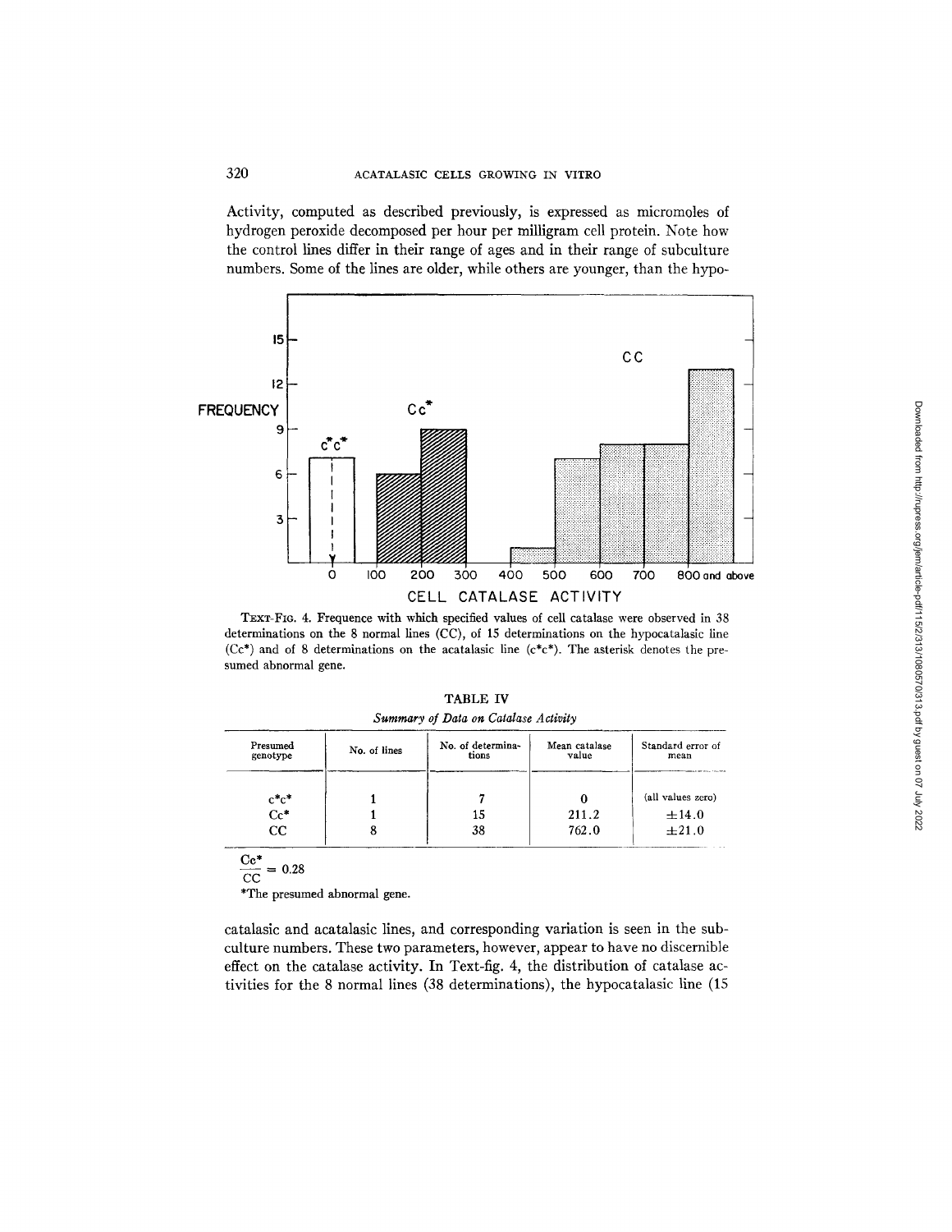Activity, computed as described previously, is expressed as micromoles of hydrogen peroxide decomposed per hour per milligram cell protein. Note how the control lines differ in their range of ages and in their range of subculture numbers. Some of the lines are older, while others are younger, than the hypo-

FREQUENCY

15

12

9

6

3

c*c*

Cc*

CC

0 100 200 300 400 500 600 700 800 and above

CELL CATALASE ACTIVITY

TEXT-FIG. 4. Frequence with which specified values of cell catalase were observed in 38 determinations on the 8 normal lines (CC), of 15 determinations on the hypocatalasic line (Cc*) and of 8 determinations on the acatalasic line (c*c*). The asterisk denotes the presumed abnormal gene.

TABLE IV

*Summary of Data on Catalase Activity*

| Presumed genotype | No. of lines | No. of determinations | Mean catalase value | Standard error of mean |
|---|---|---|---|---|
| c*c* | 1 | 7 | 0 | (all values zero) |
| Cc* | 1 | 15 | 211.2 | ±14.0 |
| CC | 8 | 38 | 762.0 | ±21.0 |

$\frac{Cc^*}{CC} = 0.28$

*The presumed abnormal gene.

catalasic and acatalasic lines, and corresponding variation is seen in the subculture numbers. These two parameters, however, appear to have no discernible effect on the catalase activity. In Text-fig. 4, the distribution of catalase activities for the 8 normal lines (38 determinations), the hypocatalasic line (15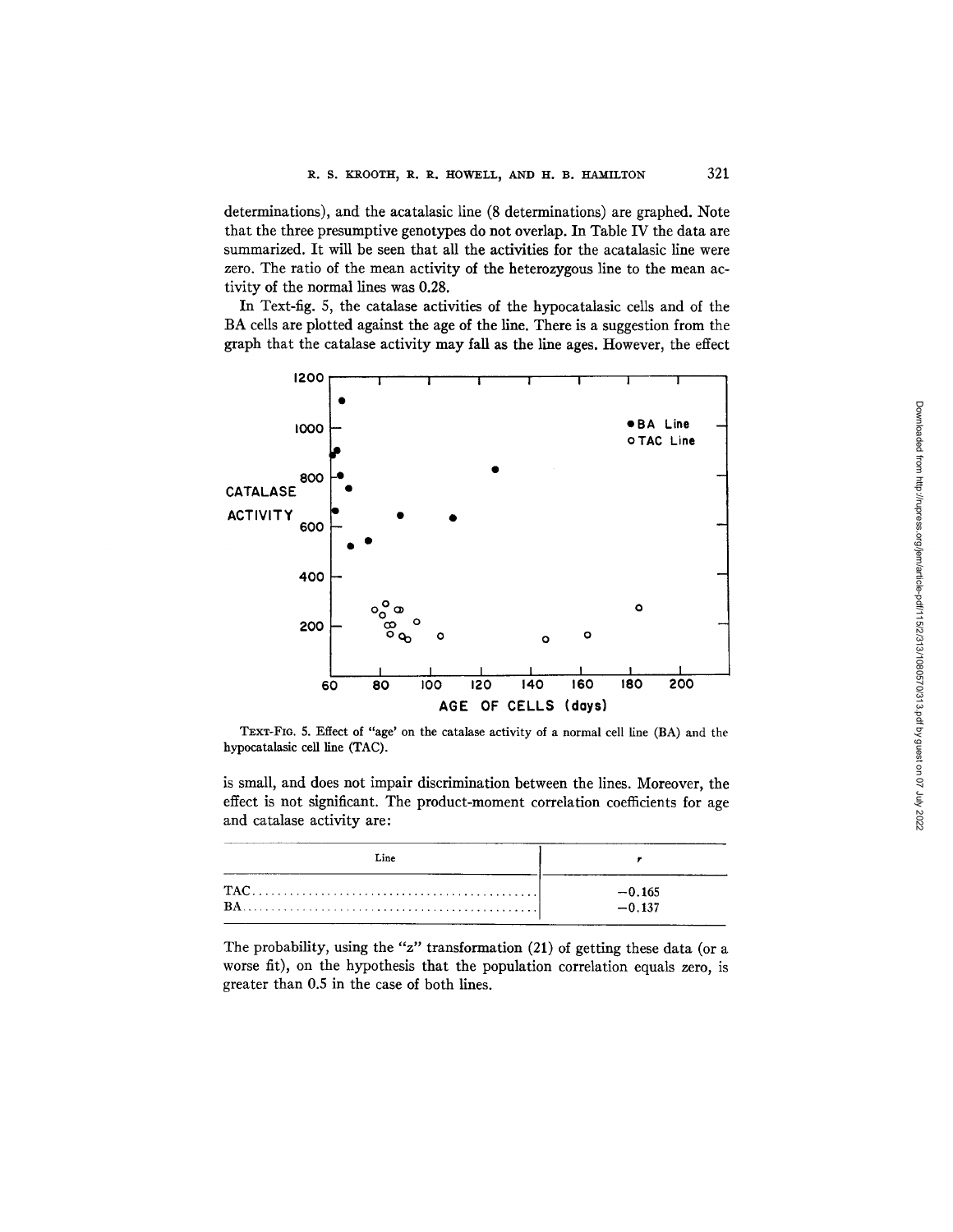determinations), and the acatalasic line (8 determinations) are graphed. Note that the three presumptive genotypes do not overlap. In Table IV the data are summarized. It will be seen that all the activities for the acatalasic line were zero. The ratio of the mean activity of the heterozygous line to the mean activity of the normal lines was 0.28.

In Text-fig. 5, the catalase activities of the hypocatalasic cells and of the BA cells are plotted against the age of the line. There is a suggestion from the graph that the catalase activity may fall as the line ages. However, the effect

1200
1000
800
600
400
200
CATALASE ACTIVITY
60 80 100 120 140 160 180 200
AGE OF CELLS (days)
● BA Line
○ TAC Line

TEXT-FIG. 5. Effect of "age' on the catalase activity of a normal cell line (BA) and the hypocatalasic cell line (TAC).

is small, and does not impair discrimination between the lines. Moreover, the effect is not significant. The product-moment correlation coefficients for age and catalase activity are:

| Line | $r$ |
|---|---|
| TAC | −0.165 |
| BA | −0.137 |

The probability, using the "z" transformation (21) of getting these data (or a worse fit), on the hypothesis that the population correlation equals zero, is greater than 0.5 in the case of both lines.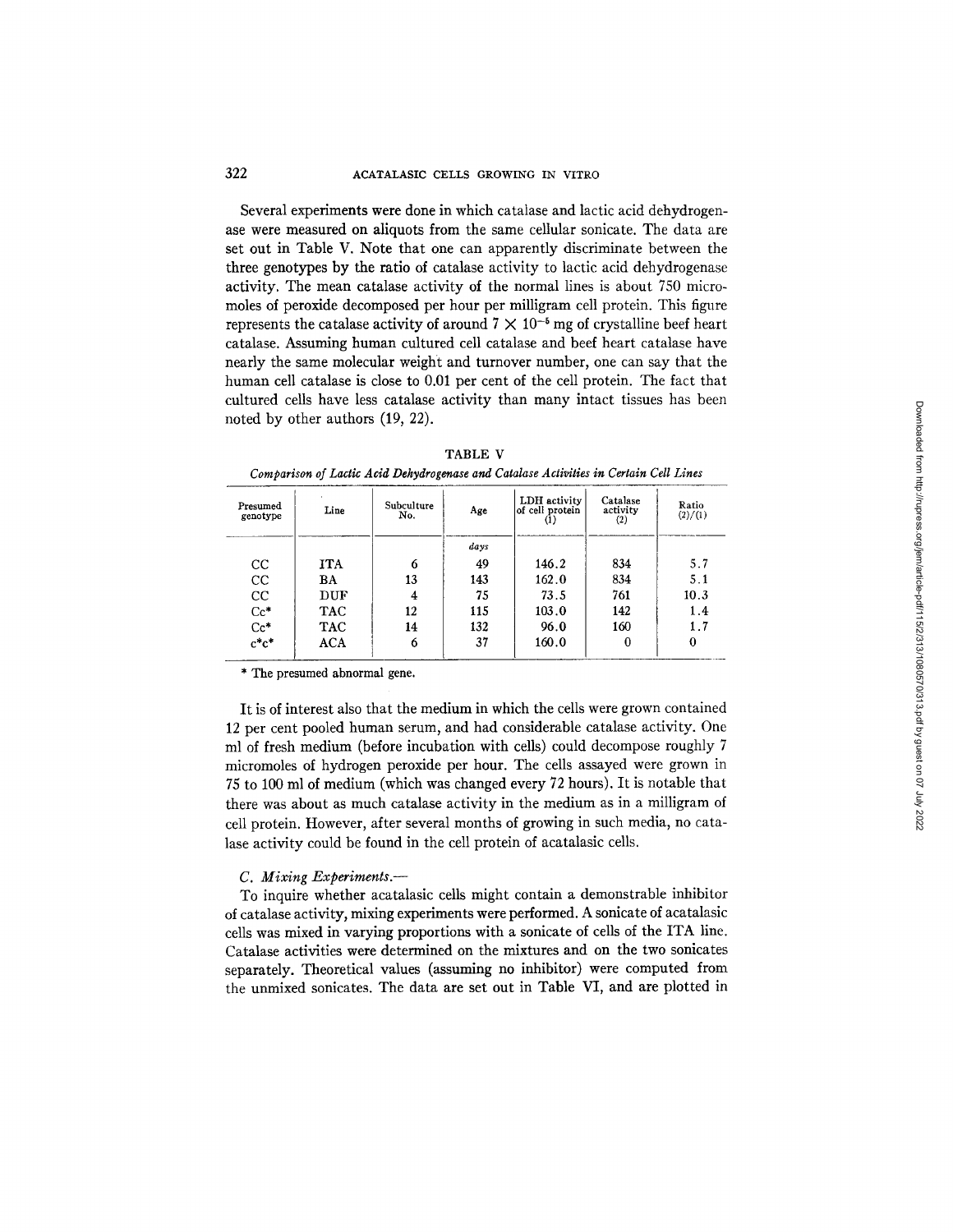Several experiments were done in which catalase and lactic acid dehydrogenase were measured on aliquots from the same cellular sonicate. The data are set out in Table V. Note that one can apparently discriminate between the three genotypes by the ratio of catalase activity to lactic acid dehydrogenase activity. The mean catalase activity of the normal lines is about 750 micromoles of peroxide decomposed per hour per milligram cell protein. This figure represents the catalase activity of around $7 \times 10^{-6}$ mg of crystalline beef heart catalase. Assuming human cultured cell catalase and beef heart catalase have nearly the same molecular weight and turnover number, one can say that the human cell catalase is close to 0.01 per cent of the cell protein. The fact that cultured cells have less catalase activity than many intact tissues has been noted by other authors (19, 22).

TABLE V

*Comparison of Lactic Acid Dehydrogenase and Catalase Activities in Certain Cell Lines*

| Presumed genotype | Line | Subculture No. | Age | LDH activity of cell protein (1) | Catalase activity (2) | Ratio (2)/(1) |
|---|---|---|---|---|---|---|
| | | | *days* | | | |
| CC | ITA | 6 | 49 | 146.2 | 834 | 5.7 |
| CC | BA | 13 | 143 | 162.0 | 834 | 5.1 |
| CC | DUF | 4 | 75 | 73.5 | 761 | 10.3 |
| Cc* | TAC | 12 | 115 | 103.0 | 142 | 1.4 |
| Cc* | TAC | 14 | 132 | 96.0 | 160 | 1.7 |
| c*c* | ACA | 6 | 37 | 160.0 | 0 | 0 |

\* The presumed abnormal gene.

It is of interest also that the medium in which the cells were grown contained 12 per cent pooled human serum, and had considerable catalase activity. One ml of fresh medium (before incubation with cells) could decompose roughly 7 micromoles of hydrogen peroxide per hour. The cells assayed were grown in 75 to 100 ml of medium (which was changed every 72 hours). It is notable that there was about as much catalase activity in the medium as in a milligram of cell protein. However, after several months of growing in such media, no catalase activity could be found in the cell protein of acatalasic cells.

*C. Mixing Experiments.—*

To inquire whether acatalasic cells might contain a demonstrable inhibitor of catalase activity, mixing experiments were performed. A sonicate of acatalasic cells was mixed in varying proportions with a sonicate of cells of the ITA line. Catalase activities were determined on the mixtures and on the two sonicates separately. Theoretical values (assuming no inhibitor) were computed from the unmixed sonicates. The data are set out in Table VI, and are plotted in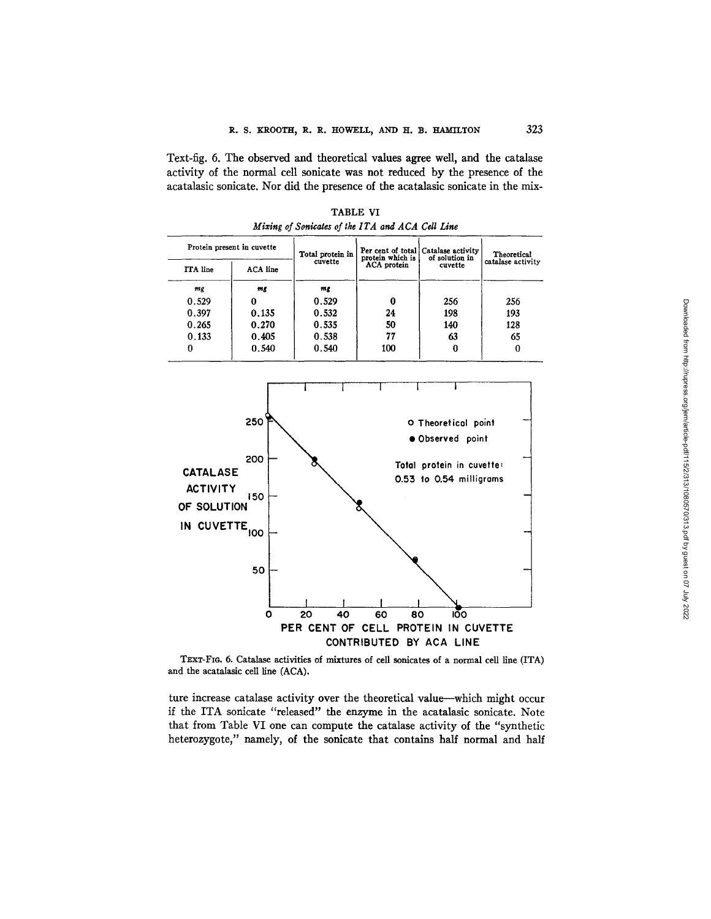Text-fig. 6. The observed and theoretical values agree well, and the catalase activity of the normal cell sonicate was not reduced by the presence of the acatalasic sonicate. Nor did the presence of the acatalasic sonicate in the mixture increase catalase activity over the theoretical value—which might occur if the ITA sonicate "released" the enzyme in the acatalasic sonicate. Note that from Table VI one can compute the catalase activity of the "synthetic heterozygote," namely, of the sonicate that contains half normal and half

TABLE VI

*Mixing of Sonicates of the ITA and ACA Cell Line*

| Protein present in cuvette | | Total protein in cuvette | Per cent of total protein which is ACA protein | Catalase activity of solution in cuvette | Theoretical catalase activity |
|---|---|---|---|---|---|
| ITA line | ACA line | | | | |
| *mg* | *mg* | *mg* | | | |
| 0.529 | 0 | 0.529 | 0 | 256 | 256 |
| 0.397 | 0.135 | 0.532 | 24 | 198 | 193 |
| 0.265 | 0.270 | 0.535 | 50 | 140 | 128 |
| 0.133 | 0.405 | 0.538 | 77 | 63 | 65 |
| 0 | 0.540 | 0.540 | 100 | 0 | 0 |

CATALASE ACTIVITY OF SOLUTION IN CUVETTE

250
200
150
100
50

0 20 40 60 80 100

PER CENT OF CELL PROTEIN IN CUVETTE CONTRIBUTED BY ACA LINE

○ Theoretical point
● Observed point

Total protein in cuvette: 0.53 to 0.54 milligrams

TEXT-FIG. 6. Catalase activities of mixtures of cell sonicates of a normal cell line (ITA) and the acatalasic cell line (ACA).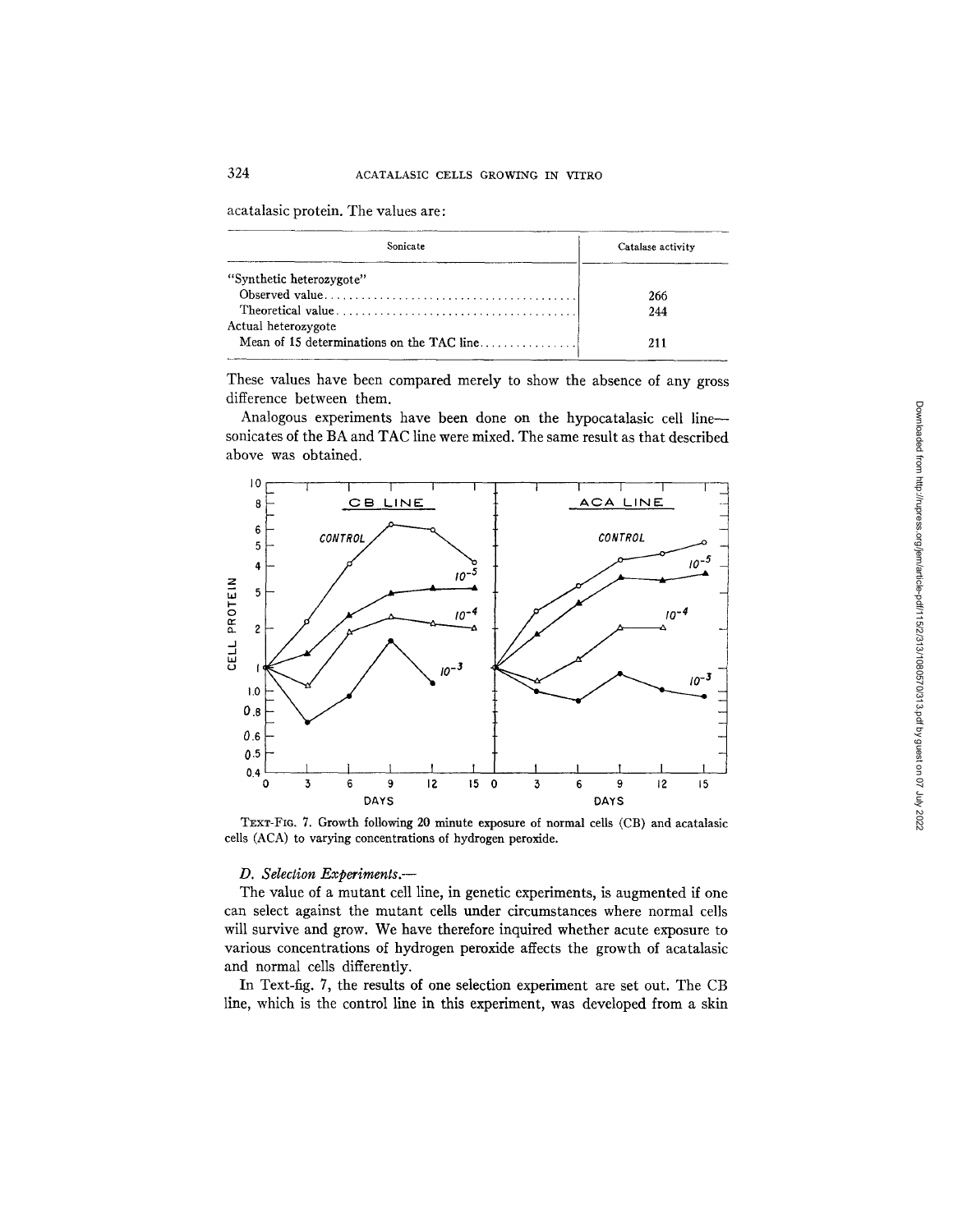acatalasic protein. The values are:

| Sonicate | Catalase activity |
|---|---|
| "Synthetic heterozygote" | |
| Observed value | 266 |
| Theoretical value | 244 |
| Actual heterozygote | |
| Mean of 15 determinations on the TAC line | 211 |

These values have been compared merely to show the absence of any gross difference between them.

Analogous experiments have been done on the hypocatalasic cell line—sonicates of the BA and TAC line were mixed. The same result as that described above was obtained.

CB LINE

ACA LINE

CONTROL

CONTROL

$10^{-5}$

$10^{-4}$

$10^{-3}$

CELL PROTEIN

10, 8, 6, 5, 4, 5, 2, 1, 1.0, 0.8, 0.6, 0.5, 0.4

0, 3, 6, 9, 12, 15

DAYS

TEXT-FIG. 7. Growth following 20 minute exposure of normal cells (CB) and acatalasic cells (ACA) to varying concentrations of hydrogen peroxide.

### *D. Selection Experiments.*—

The value of a mutant cell line, in genetic experiments, is augmented if one can select against the mutant cells under circumstances where normal cells will survive and grow. We have therefore inquired whether acute exposure to various concentrations of hydrogen peroxide affects the growth of acatalasic and normal cells differently.

In Text-fig. 7, the results of one selection experiment are set out. The CB line, which is the control line in this experiment, was developed from a skin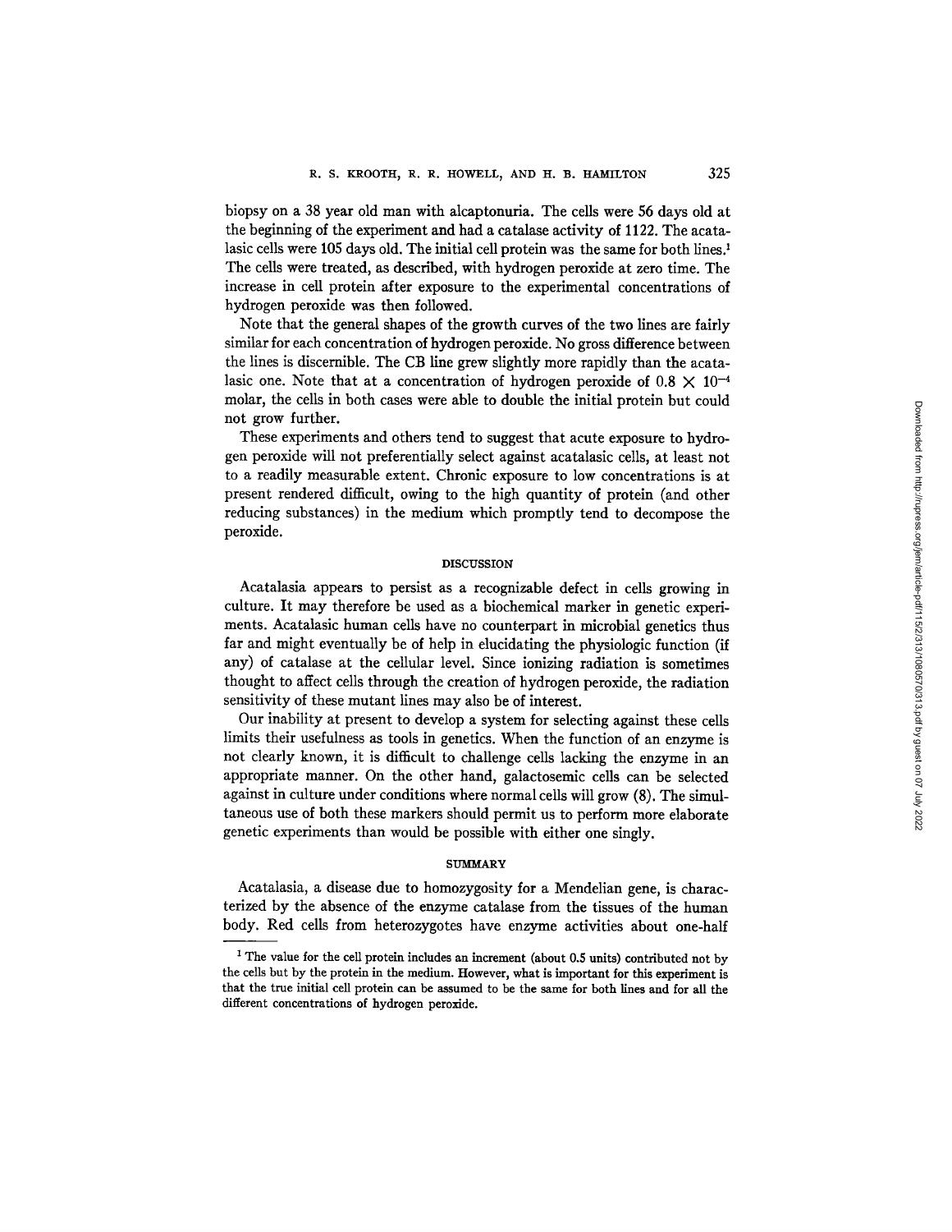biopsy on a 38 year old man with alcaptonuria. The cells were 56 days old at the beginning of the experiment and had a catalase activity of 1122. The acatalasic cells were 105 days old. The initial cell protein was the same for both lines.[1] The cells were treated, as described, with hydrogen peroxide at zero time. The increase in cell protein after exposure to the experimental concentrations of hydrogen peroxide was then followed.

Note that the general shapes of the growth curves of the two lines are fairly similar for each concentration of hydrogen peroxide. No gross difference between the lines is discernible. The CB line grew slightly more rapidly than the acatalasic one. Note that at a concentration of hydrogen peroxide of $0.8 \times 10^{-4}$ molar, the cells in both cases were able to double the initial protein but could not grow further.

These experiments and others tend to suggest that acute exposure to hydrogen peroxide will not preferentially select against acatalasic cells, at least not to a readily measurable extent. Chronic exposure to low concentrations is at present rendered difficult, owing to the high quantity of protein (and other reducing substances) in the medium which promptly tend to decompose the peroxide.

## DISCUSSION

Acatalasia appears to persist as a recognizable defect in cells growing in culture. It may therefore be used as a biochemical marker in genetic experiments. Acatalasic human cells have no counterpart in microbial genetics thus far and might eventually be of help in elucidating the physiologic function (if any) of catalase at the cellular level. Since ionizing radiation is sometimes thought to affect cells through the creation of hydrogen peroxide, the radiation sensitivity of these mutant lines may also be of interest.

Our inability at present to develop a system for selecting against these cells limits their usefulness as tools in genetics. When the function of an enzyme is not clearly known, it is difficult to challenge cells lacking the enzyme in an appropriate manner. On the other hand, galactosemic cells can be selected against in culture under conditions where normal cells will grow (8). The simultaneous use of both these markers should permit us to perform more elaborate genetic experiments than would be possible with either one singly.

## SUMMARY

Acatalasia, a disease due to homozygosity for a Mendelian gene, is characterized by the absence of the enzyme catalase from the tissues of the human body. Red cells from heterozygotes have enzyme activities about one-half

[1] The value for the cell protein includes an increment (about 0.5 units) contributed not by the cells but by the protein in the medium. However, what is important for this experiment is that the true initial cell protein can be assumed to be the same for both lines and for all the different concentrations of hydrogen peroxide.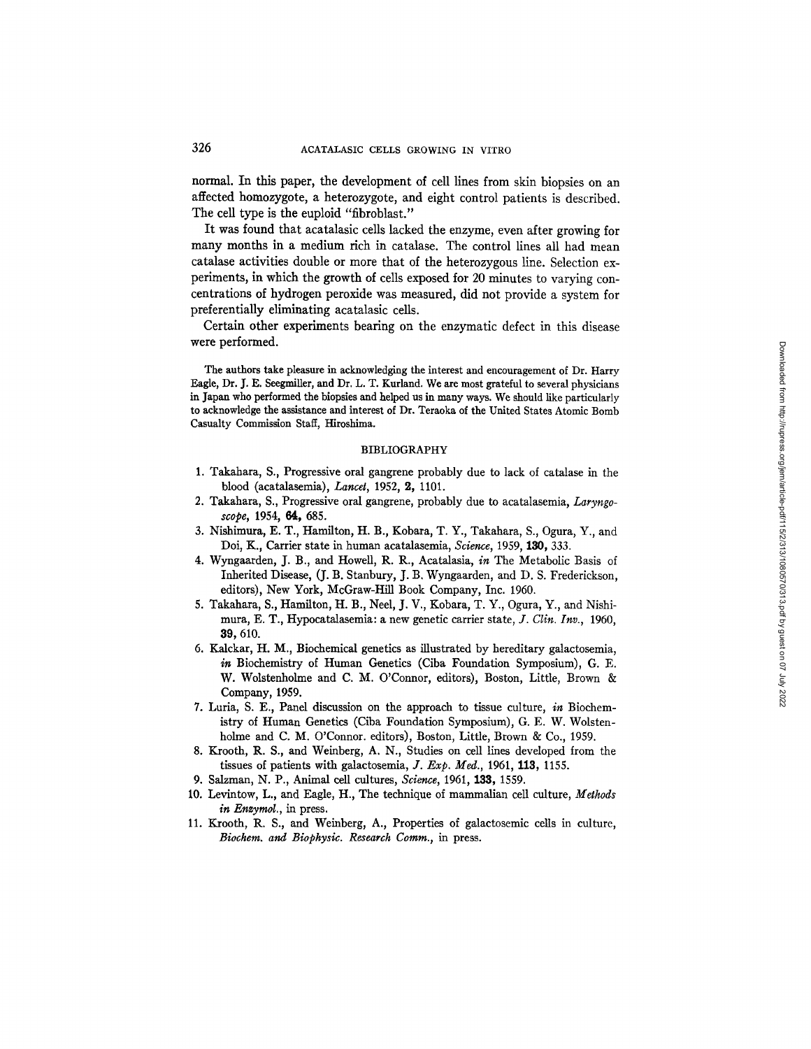normal. In this paper, the development of cell lines from skin biopsies on an affected homozygote, a heterozygote, and eight control patients is described. The cell type is the euploid "fibroblast."

It was found that acatalasic cells lacked the enzyme, even after growing for many months in a medium rich in catalase. The control lines all had mean catalase activities double or more that of the heterozygous line. Selection experiments, in which the growth of cells exposed for 20 minutes to varying concentrations of hydrogen peroxide was measured, did not provide a system for preferentially eliminating acatalasic cells.

Certain other experiments bearing on the enzymatic defect in this disease were performed.

The authors take pleasure in acknowledging the interest and encouragement of Dr. Harry Eagle, Dr. J. E. Seegmiller, and Dr. L. T. Kurland. We are most grateful to several physicians in Japan who performed the biopsies and helped us in many ways. We should like particularly to acknowledge the assistance and interest of Dr. Teraoka of the United States Atomic Bomb Casualty Commission Staff, Hiroshima.

## BIBLIOGRAPHY

1. Takahara, S., Progressive oral gangrene probably due to lack of catalase in the blood (acatalasemia), *Lancet*, 1952, **2**, 1101.
2. Takahara, S., Progressive oral gangrene, probably due to acatalasemia, *Laryngoscope*, 1954, **64**, 685.
3. Nishimura, E. T., Hamilton, H. B., Kobara, T. Y., Takahara, S., Ogura, Y., and Doi, K., Carrier state in human acatalasemia, *Science*, 1959, **130**, 333.
4. Wyngaarden, J. B., and Howell, R. R., Acatalasia, *in* The Metabolic Basis of Inherited Disease, (J. B. Stanbury, J. B. Wyngaarden, and D. S. Frederickson, editors), New York, McGraw-Hill Book Company, Inc. 1960.
5. Takahara, S., Hamilton, H. B., Neel, J. V., Kobara, T. Y., Ogura, Y., and Nishimura, E. T., Hypocatalasemia: a new genetic carrier state, *J. Clin. Inv.*, 1960, **39**, 610.
6. Kalckar, H. M., Biochemical genetics as illustrated by hereditary galactosemia, *in* Biochemistry of Human Genetics (Ciba Foundation Symposium), G. E. W. Wolstenholme and C. M. O'Connor, editors), Boston, Little, Brown & Company, 1959.
7. Luria, S. E., Panel discussion on the approach to tissue culture, *in* Biochemistry of Human Genetics (Ciba Foundation Symposium), G. E. W. Wolstenholme and C. M. O'Connor. editors), Boston, Little, Brown & Co., 1959.
8. Krooth, R. S., and Weinberg, A. N., Studies on cell lines developed from the tissues of patients with galactosemia, *J. Exp. Med.*, 1961, **113**, 1155.
9. Salzman, N. P., Animal cell cultures, *Science*, 1961, **133**, 1559.
10. Levintow, L., and Eagle, H., The technique of mammalian cell culture, *Methods in Enzymol.*, in press.
11. Krooth, R. S., and Weinberg, A., Properties of galactosemic cells in culture, *Biochem. and Biophysic. Research Comm.*, in press.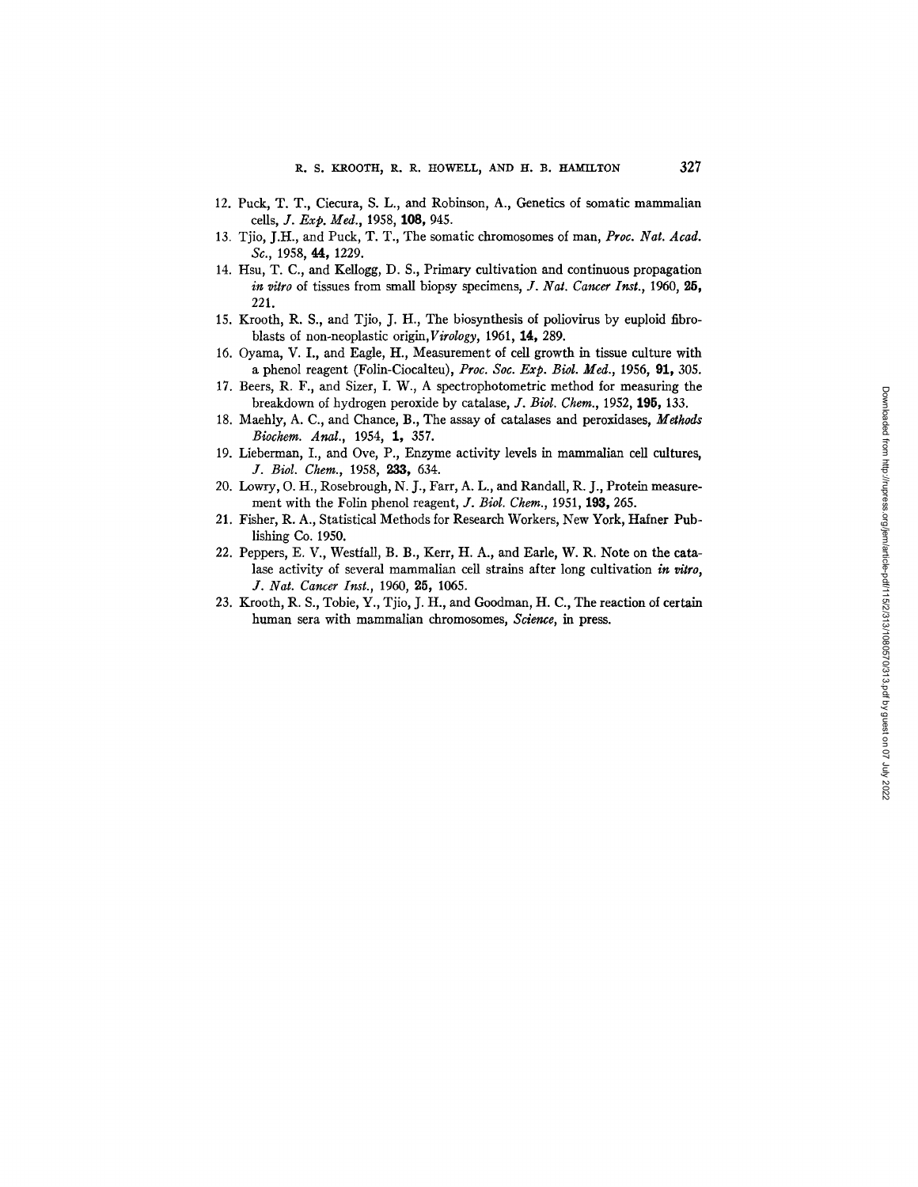12. Puck, T. T., Ciecura, S. L., and Robinson, A., Genetics of somatic mammalian cells, *J. Exp. Med.*, 1958, **108,** 945.
13. Tjio, J.H., and Puck, T. T., The somatic chromosomes of man, *Proc. Nat. Acad. Sc.*, 1958, **44,** 1229.
14. Hsu, T. C., and Kellogg, D. S., Primary cultivation and continuous propagation *in vitro* of tissues from small biopsy specimens, *J. Nat. Cancer Inst.*, 1960, **25,** 221.
15. Krooth, R. S., and Tjio, J. H., The biosynthesis of poliovirus by euploid fibroblasts of non-neoplastic origin, *Virology*, 1961, **14,** 289.
16. Oyama, V. I., and Eagle, H., Measurement of cell growth in tissue culture with a phenol reagent (Folin-Ciocalteu), *Proc. Soc. Exp. Biol. Med.*, 1956, **91,** 305.
17. Beers, R. F., and Sizer, I. W., A spectrophotometric method for measuring the breakdown of hydrogen peroxide by catalase, *J. Biol. Chem.*, 1952, **195,** 133.
18. Maehly, A. C., and Chance, B., The assay of catalases and peroxidases, *Methods Biochem. Anal.*, 1954, **1,** 357.
19. Lieberman, I., and Ove, P., Enzyme activity levels in mammalian cell cultures, *J. Biol. Chem.*, 1958, **233,** 634.
20. Lowry, O. H., Rosebrough, N. J., Farr, A. L., and Randall, R. J., Protein measurement with the Folin phenol reagent, *J. Biol. Chem.*, 1951, **193,** 265.
21. Fisher, R. A., Statistical Methods for Research Workers, New York, Hafner Publishing Co. 1950.
22. Peppers, E. V., Westfall, B. B., Kerr, H. A., and Earle, W. R. Note on the catalase activity of several mammalian cell strains after long cultivation *in vitro*, *J. Nat. Cancer Inst.*, 1960, **25,** 1065.
23. Krooth, R. S., Tobie, Y., Tjio, J. H., and Goodman, H. C., The reaction of certain human sera with mammalian chromosomes, *Science*, in press.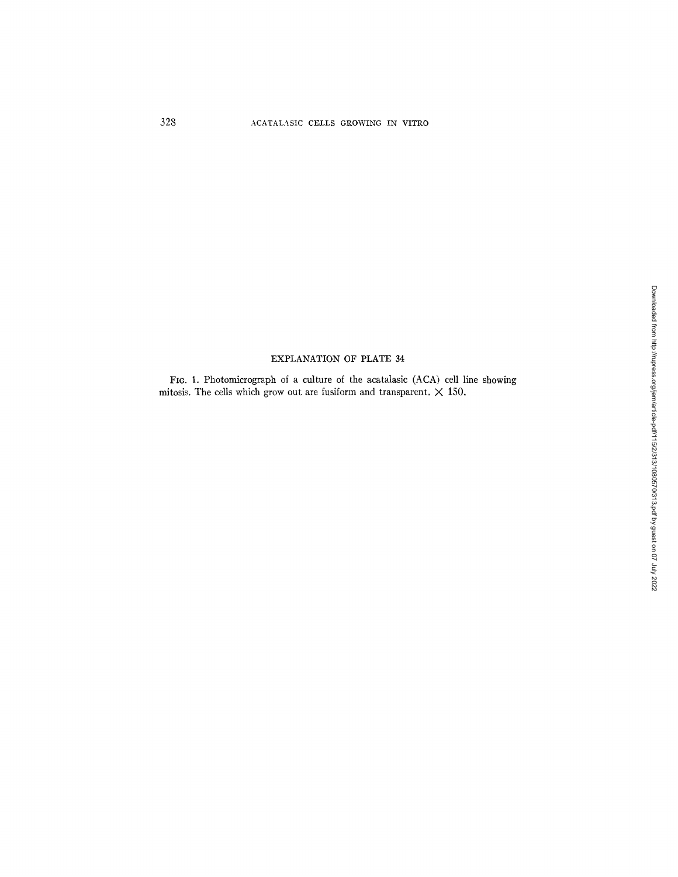## EXPLANATION OF PLATE 34

FIG. 1. Photomicrograph of a culture of the acatalasic (ACA) cell line showing mitosis. The cells which grow out are fusiform and transparent. $\times$ 150.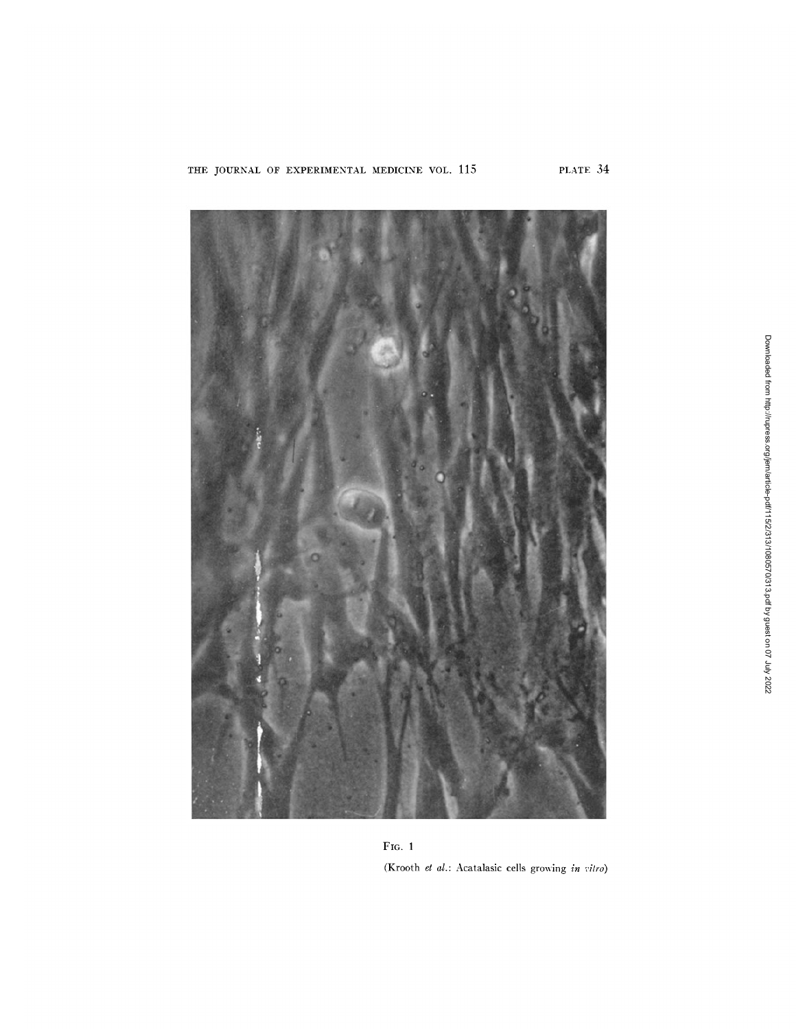FIG. 1

(Krooth *et al.*: Acatalasic cells growing *in vitro*)